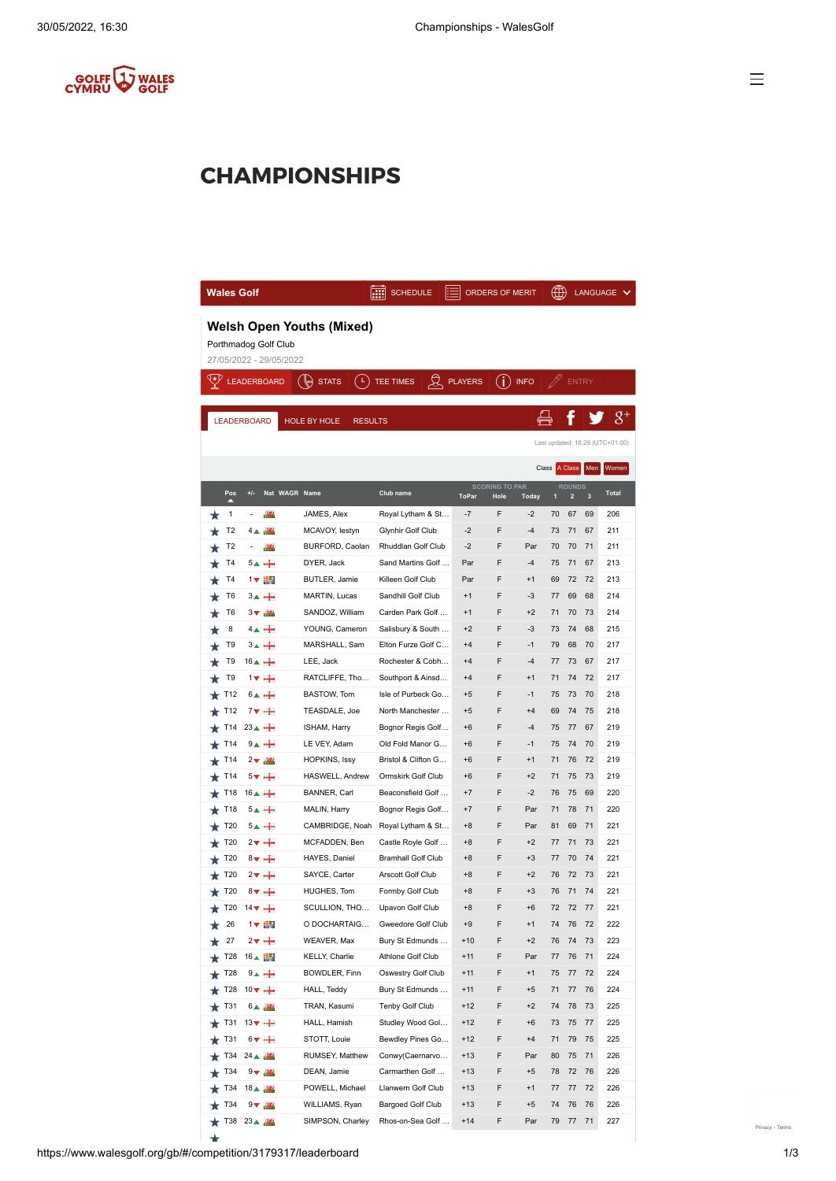# CHAMPIONSHIPS

**Wales Golf** SCHEDULE ORDERS OF MERIT LANGUAGE

## Welsh Open Youths (Mixed)

Porthmadog Golf Club

27/05/2022 - 29/05/2022

LEADERBOARD STATS TEE TIMES PLAYERS INFO ENTRY

LEADERBOARD HOLE BY HOLE RESULTS

Last updated: 16:29 (UTC+01:00)

Class A Class Men Women

| Pos | +/- | Nat | WAGR | Name | Club name | Scoring to Par ToPar | Hole | Today | Rounds 1 | 2 | 3 | Total |
|---|---|---|---|---|---|---|---|---|---|---|---|---|
| 1 | - | | | JAMES, Alex | Royal Lytham & St... | -7 | F | -2 | 70 | 67 | 69 | 206 |
| T2 | 4▲ | | | MCAVOY, Iestyn | Glynhir Golf Club | -2 | F | -4 | 73 | 71 | 67 | 211 |
| T2 | - | | | BURFORD, Caolan | Rhuddlan Golf Club | -2 | F | Par | 70 | 70 | 71 | 211 |
| T4 | 5▲ | | | DYER, Jack | Sand Martins Golf ... | Par | F | -4 | 75 | 71 | 67 | 213 |
| T4 | 1▼ | | | BUTLER, Jamie | Killeen Golf Club | Par | F | +1 | 69 | 72 | 72 | 213 |
| T6 | 3▲ | | | MARTIN, Lucas | Sandhill Golf Club | +1 | F | -3 | 77 | 69 | 68 | 214 |
| T6 | 3▼ | | | SANDOZ, William | Carden Park Golf ... | +1 | F | +2 | 71 | 70 | 73 | 214 |
| 8 | 4▲ | | | YOUNG, Cameron | Salisbury & South ... | +2 | F | -3 | 73 | 74 | 68 | 215 |
| T9 | 3▲ | | | MARSHALL, Sam | Elton Furze Golf C... | +4 | F | -1 | 79 | 68 | 70 | 217 |
| T9 | 16▲ | | | LEE, Jack | Rochester & Cobh... | +4 | F | -4 | 77 | 73 | 67 | 217 |
| T9 | 1▼ | | | RATCLIFFE, Tho... | Southport & Ainsd... | +4 | F | +1 | 71 | 74 | 72 | 217 |
| T12 | 6▲ | | | BASTOW, Tom | Isle of Purbeck Go... | +5 | F | -1 | 75 | 73 | 70 | 218 |
| T12 | 7▼ | | | TEASDALE, Joe | North Manchester ... | +5 | F | +4 | 69 | 74 | 75 | 218 |
| T14 | 23▲ | | | ISHAM, Harry | Bognor Regis Golf... | +6 | F | -4 | 75 | 77 | 67 | 219 |
| T14 | 9▲ | | | LE VEY, Adam | Old Fold Manor G... | +6 | F | -1 | 75 | 74 | 70 | 219 |
| T14 | 2▼ | | | HOPKINS, Issy | Bristol & Clifton G... | +6 | F | +1 | 71 | 76 | 72 | 219 |
| T14 | 5▼ | | | HASWELL, Andrew | Ormskirk Golf Club | +6 | F | +2 | 71 | 75 | 73 | 219 |
| T18 | 16▲ | | | BANNER, Carl | Beaconsfield Golf ... | +7 | F | -2 | 76 | 75 | 69 | 220 |
| T18 | 5▲ | | | MALIN, Harry | Bognor Regis Golf... | +7 | F | Par | 71 | 78 | 71 | 220 |
| T20 | 5▲ | | | CAMBRIDGE, Noah | Royal Lytham & St... | +8 | F | Par | 81 | 69 | 71 | 221 |
| T20 | 2▼ | | | MCFADDEN, Ben | Castle Royle Golf ... | +8 | F | +2 | 77 | 71 | 73 | 221 |
| T20 | 8▼ | | | HAYES, Daniel | Bramhall Golf Club | +8 | F | +3 | 77 | 70 | 74 | 221 |
| T20 | 2▼ | | | SAYCE, Carter | Arscott Golf Club | +8 | F | +2 | 76 | 72 | 73 | 221 |
| T20 | 8▼ | | | HUGHES, Tom | Formby Golf Club | +8 | F | +3 | 76 | 71 | 74 | 221 |
| T20 | 14▼ | | | SCULLION, THO... | Upavon Golf Club | +8 | F | +6 | 72 | 72 | 77 | 221 |
| 26 | 1▼ | | | O DOCHARTAIG... | Gweedore Golf Club | +9 | F | +1 | 74 | 76 | 72 | 222 |
| 27 | 2▼ | | | WEAVER, Max | Bury St Edmunds ... | +10 | F | +2 | 76 | 74 | 73 | 223 |
| T28 | 16▲ | | | KELLY, Charlie | Athlone Golf Club | +11 | F | Par | 77 | 76 | 71 | 224 |
| T28 | 9▲ | | | BOWDLER, Finn | Oswestry Golf Club | +11 | F | +1 | 75 | 77 | 72 | 224 |
| T28 | 10▼ | | | HALL, Teddy | Bury St Edmunds ... | +11 | F | +5 | 71 | 77 | 76 | 224 |
| T31 | 6▲ | | | TRAN, Kasumi | Tenby Golf Club | +12 | F | +2 | 74 | 78 | 73 | 225 |
| T31 | 13▼ | | | HALL, Hamish | Studley Wood Gol... | +12 | F | +6 | 73 | 75 | 77 | 225 |
| T31 | 6▼ | | | STOTT, Louie | Bewdley Pines Go... | +12 | F | +4 | 71 | 79 | 75 | 225 |
| T34 | 24▲ | | | RUMSEY, Matthew | Conwy(Caernarvo... | +13 | F | Par | 80 | 75 | 71 | 226 |
| T34 | 9▼ | | | DEAN, Jamie | Carmarthen Golf ... | +13 | F | +5 | 78 | 72 | 76 | 226 |
| T34 | 18▲ | | | POWELL, Michael | Llanwern Golf Club | +13 | F | +1 | 77 | 77 | 72 | 226 |
| T34 | 9▼ | | | WILLIAMS, Ryan | Bargoed Golf Club | +13 | F | +5 | 74 | 76 | 76 | 226 |
| T38 | 23▲ | | | SIMPSON, Charley | Rhos-on-Sea Golf ... | +14 | F | Par | 79 | 77 | 71 | 227 |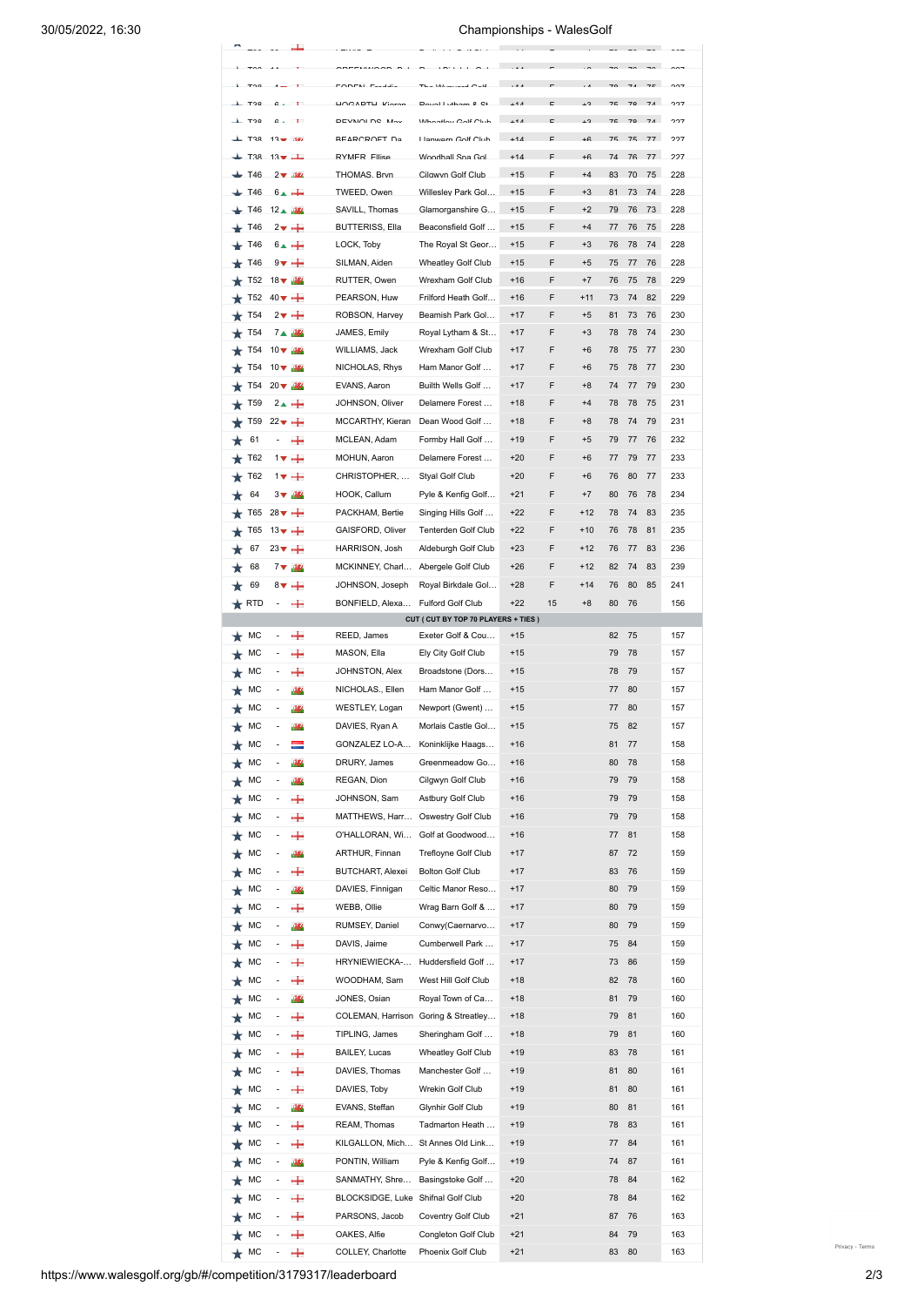| Pos | Move | | Name | Club | To Par | Thru | Today | R1 | R2 | R3 | Total |
|---|---|---|---|---|---|---|---|---|---|---|---|
| T38 | 13▼ | | BEARCROFT, Da... | Llanwern Golf Club | +14 | F | +6 | 75 | 75 | 77 | 227 |
| T38 | 13▼ | | RYMER, Ellise | Woodhall Spa Gol... | +14 | F | +6 | 74 | 76 | 77 | 227 |
| T46 | 2▼ | | THOMAS, Bryn | Cilgwyn Golf Club | +15 | F | +4 | 83 | 70 | 75 | 228 |
| T46 | 6▲ | | TWEED, Owen | Willesley Park Gol... | +15 | F | +3 | 81 | 73 | 74 | 228 |
| T46 | 12▲ | | SAVILL, Thomas | Glamorganshire G... | +15 | F | +2 | 79 | 76 | 73 | 228 |
| T46 | 2▼ | | BUTTERISS, Ella | Beaconsfield Golf ... | +15 | F | +4 | 77 | 76 | 75 | 228 |
| T46 | 6▲ | | LOCK, Toby | The Royal St Geor... | +15 | F | +3 | 76 | 78 | 74 | 228 |
| T46 | 9▼ | | SILMAN, Aiden | Wheatley Golf Club | +15 | F | +5 | 75 | 77 | 76 | 228 |
| T52 | 18▼ | | RUTTER, Owen | Wrexham Golf Club | +16 | F | +7 | 76 | 75 | 78 | 229 |
| T52 | 40▼ | | PEARSON, Huw | Frilford Heath Golf... | +16 | F | +11 | 73 | 74 | 82 | 229 |
| T54 | 2▼ | | ROBSON, Harvey | Beamish Park Gol... | +17 | F | +5 | 81 | 73 | 76 | 230 |
| T54 | 7▲ | | JAMES, Emily | Royal Lytham & St... | +17 | F | +3 | 78 | 78 | 74 | 230 |
| T54 | 10▼ | | WILLIAMS, Jack | Wrexham Golf Club | +17 | F | +6 | 78 | 75 | 77 | 230 |
| T54 | 10▼ | | NICHOLAS, Rhys | Ham Manor Golf ... | +17 | F | +6 | 75 | 78 | 77 | 230 |
| T54 | 20▼ | | EVANS, Aaron | Builth Wells Golf ... | +17 | F | +8 | 74 | 77 | 79 | 230 |
| T59 | 2▲ | | JOHNSON, Oliver | Delamere Forest ... | +18 | F | +4 | 78 | 78 | 75 | 231 |
| T59 | 22▼ | | MCCARTHY, Kieran | Dean Wood Golf ... | +18 | F | +8 | 78 | 74 | 79 | 231 |
| 61 | - | | MCLEAN, Adam | Formby Hall Golf ... | +19 | F | +5 | 79 | 77 | 76 | 232 |
| T62 | 1▼ | | MOHUN, Aaron | Delamere Forest ... | +20 | F | +6 | 77 | 79 | 77 | 233 |
| T62 | 1▼ | | CHRISTOPHER, ... | Styal Golf Club | +20 | F | +6 | 76 | 80 | 77 | 233 |
| 64 | 3▼ | | HOOK, Callum | Pyle & Kenfig Golf... | +21 | F | +7 | 80 | 76 | 78 | 234 |
| T65 | 28▼ | | PACKHAM, Bertie | Singing Hills Golf ... | +22 | F | +12 | 78 | 74 | 83 | 235 |
| T65 | 13▼ | | GAISFORD, Oliver | Tenterden Golf Club | +22 | F | +10 | 76 | 78 | 81 | 235 |
| 67 | 23▼ | | HARRISON, Josh | Aldeburgh Golf Club | +23 | F | +12 | 76 | 77 | 83 | 236 |
| 68 | 7▼ | | MCKINNEY, Charl... | Abergele Golf Club | +26 | F | +12 | 82 | 74 | 83 | 239 |
| 69 | 8▼ | | JOHNSON, Joseph | Royal Birkdale Gol... | +28 | F | +14 | 76 | 80 | 85 | 241 |
| RTD | - | | BONFIELD, Alexa... | Fulford Golf Club | +22 | 15 | +8 | 80 | 76 | | 156 |
| CUT ( CUT BY TOP 70 PLAYERS + TIES ) | | | | | | | | | | | |
| MC | - | | REED, James | Exeter Golf & Cou... | +15 | | | 82 | 75 | | 157 |
| MC | - | | MASON, Ella | Ely City Golf Club | +15 | | | 79 | 78 | | 157 |
| MC | - | | JOHNSTON, Alex | Broadstone (Dors... | +15 | | | 78 | 79 | | 157 |
| MC | - | | NICHOLAS., Ellen | Ham Manor Golf ... | +15 | | | 77 | 80 | | 157 |
| MC | - | | WESTLEY, Logan | Newport (Gwent) ... | +15 | | | 77 | 80 | | 157 |
| MC | - | | DAVIES, Ryan A | Morlais Castle Gol... | +15 | | | 75 | 82 | | 157 |
| MC | - | | GONZALEZ LO-A... | Koninklijke Haags... | +16 | | | 81 | 77 | | 158 |
| MC | - | | DRURY, James | Greenmeadow Go... | +16 | | | 80 | 78 | | 158 |
| MC | - | | REGAN, Dion | Cilgwyn Golf Club | +16 | | | 79 | 79 | | 158 |
| MC | - | | JOHNSON, Sam | Astbury Golf Club | +16 | | | 79 | 79 | | 158 |
| MC | - | | MATTHEWS, Harr... | Oswestry Golf Club | +16 | | | 79 | 79 | | 158 |
| MC | - | | O'HALLORAN, Wi... | Golf at Goodwood... | +16 | | | 77 | 81 | | 158 |
| MC | - | | ARTHUR, Finnan | Trefloyne Golf Club | +17 | | | 87 | 72 | | 159 |
| MC | - | | BUTCHART, Alexei | Bolton Golf Club | +17 | | | 83 | 76 | | 159 |
| MC | - | | DAVIES, Finnigan | Celtic Manor Reso... | +17 | | | 80 | 79 | | 159 |
| MC | - | | WEBB, Ollie | Wrag Barn Golf & ... | +17 | | | 80 | 79 | | 159 |
| MC | - | | RUMSEY, Daniel | Conwy(Caernarvo... | +17 | | | 80 | 79 | | 159 |
| MC | - | | DAVIS, Jaime | Cumberwell Park ... | +17 | | | 75 | 84 | | 159 |
| MC | - | | HRYNIEWIECKA-... | Huddersfield Golf ... | +17 | | | 73 | 86 | | 159 |
| MC | - | | WOODHAM, Sam | West Hill Golf Club | +18 | | | 82 | 78 | | 160 |
| MC | - | | JONES, Osian | Royal Town of Ca... | +18 | | | 81 | 79 | | 160 |
| MC | - | | COLEMAN, Harrison | Goring & Streatley... | +18 | | | 79 | 81 | | 160 |
| MC | - | | TIPLING, James | Sheringham Golf ... | +18 | | | 79 | 81 | | 160 |
| MC | - | | BAILEY, Lucas | Wheatley Golf Club | +19 | | | 83 | 78 | | 161 |
| MC | - | | DAVIES, Thomas | Manchester Golf ... | +19 | | | 81 | 80 | | 161 |
| MC | - | | DAVIES, Toby | Wrekin Golf Club | +19 | | | 81 | 80 | | 161 |
| MC | - | | EVANS, Steffan | Glynhir Golf Club | +19 | | | 80 | 81 | | 161 |
| MC | - | | REAM, Thomas | Tadmarton Heath ... | +19 | | | 78 | 83 | | 161 |
| MC | - | | KILGALLON, Mich... | St Annes Old Link... | +19 | | | 77 | 84 | | 161 |
| MC | - | | PONTIN, William | Pyle & Kenfig Golf... | +19 | | | 74 | 87 | | 161 |
| MC | - | | SANMATHY, Shre... | Basingstoke Golf ... | +20 | | | 78 | 84 | | 162 |
| MC | - | | BLOCKSIDGE, Luke | Shifnal Golf Club | +20 | | | 78 | 84 | | 162 |
| MC | - | | PARSONS, Jacob | Coventry Golf Club | +21 | | | 87 | 76 | | 163 |
| MC | - | | OAKES, Alfie | Congleton Golf Club | +21 | | | 84 | 79 | | 163 |
| MC | - | | COLLEY, Charlotte | Phoenix Golf Club | +21 | | | 83 | 80 | | 163 |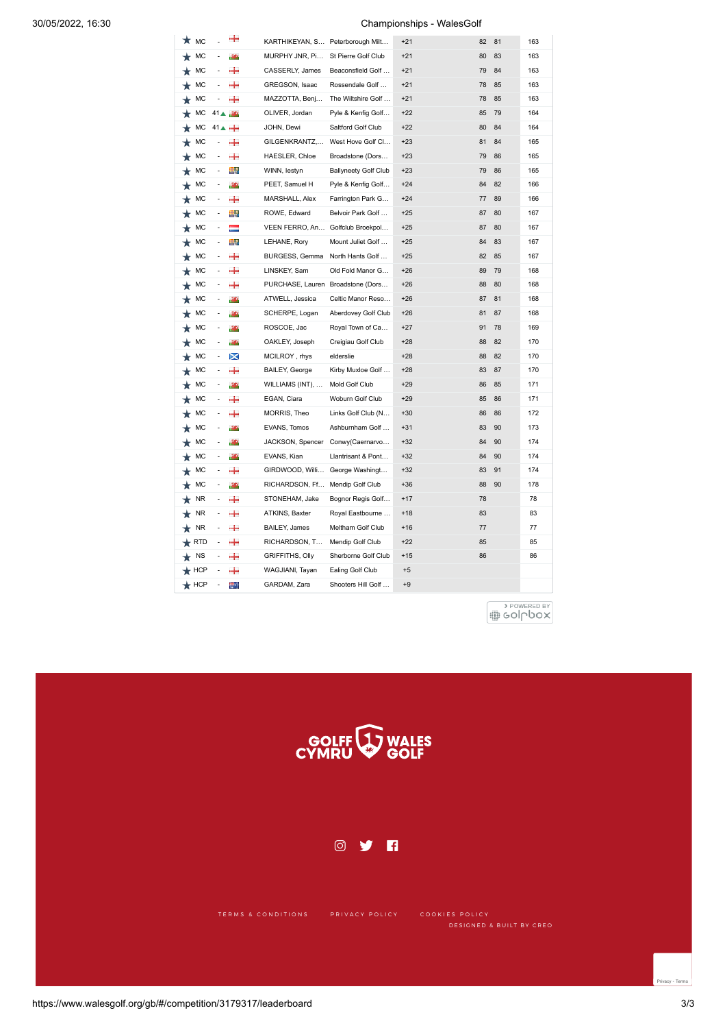| | | | | | | | | | |
|---|---|---|---|---|---|---|---|---|---|
| ★ | MC | - | | KARTHIKEYAN, S… | Peterborough Milt… | +21 | 82 | 81 | 163 |
| ★ | MC | - | | MURPHY JNR, Pi… | St Pierre Golf Club | +21 | 80 | 83 | 163 |
| ★ | MC | - | | CASSERLY, James | Beaconsfield Golf … | +21 | 79 | 84 | 163 |
| ★ | MC | - | | GREGSON, Isaac | Rossendale Golf … | +21 | 78 | 85 | 163 |
| ★ | MC | - | | MAZZOTTA, Benj… | The Wiltshire Golf … | +21 | 78 | 85 | 163 |
| ★ | MC | 41▲ | | OLIVER, Jordan | Pyle & Kenfig Golf… | +22 | 85 | 79 | 164 |
| ★ | MC | 41▲ | | JOHN, Dewi | Saltford Golf Club | +22 | 80 | 84 | 164 |
| ★ | MC | - | | GILGENKRANTZ,… | West Hove Golf Cl… | +23 | 81 | 84 | 165 |
| ★ | MC | - | | HAESLER, Chloe | Broadstone (Dors… | +23 | 79 | 86 | 165 |
| ★ | MC | - | | WINN, Iestyn | Ballyneety Golf Club | +23 | 79 | 86 | 165 |
| ★ | MC | - | | PEET, Samuel H | Pyle & Kenfig Golf… | +24 | 84 | 82 | 166 |
| ★ | MC | - | | MARSHALL, Alex | Farrington Park G… | +24 | 77 | 89 | 166 |
| ★ | MC | - | | ROWE, Edward | Belvoir Park Golf … | +25 | 87 | 80 | 167 |
| ★ | MC | - | | VEEN FERRO, An… | Golfclub Broekpol… | +25 | 87 | 80 | 167 |
| ★ | MC | - | | LEHANE, Rory | Mount Juliet Golf … | +25 | 84 | 83 | 167 |
| ★ | MC | - | | BURGESS, Gemma | North Hants Golf … | +25 | 82 | 85 | 167 |
| ★ | MC | - | | LINSKEY, Sam | Old Fold Manor G… | +26 | 89 | 79 | 168 |
| ★ | MC | - | | PURCHASE, Lauren | Broadstone (Dors… | +26 | 88 | 80 | 168 |
| ★ | MC | - | | ATWELL, Jessica | Celtic Manor Reso… | +26 | 87 | 81 | 168 |
| ★ | MC | - | | SCHERPE, Logan | Aberdovey Golf Club | +26 | 81 | 87 | 168 |
| ★ | MC | - | | ROSCOE, Jac | Royal Town of Ca… | +27 | 91 | 78 | 169 |
| ★ | MC | - | | OAKLEY, Joseph | Creigiau Golf Club | +28 | 88 | 82 | 170 |
| ★ | MC | - | | MCILROY , rhys | elderslie | +28 | 88 | 82 | 170 |
| ★ | MC | - | | BAILEY, George | Kirby Muxloe Golf … | +28 | 83 | 87 | 170 |
| ★ | MC | - | | WILLIAMS (INT), … | Mold Golf Club | +29 | 86 | 85 | 171 |
| ★ | MC | - | | EGAN, Ciara | Woburn Golf Club | +29 | 85 | 86 | 171 |
| ★ | MC | - | | MORRIS, Theo | Links Golf Club (N… | +30 | 86 | 86 | 172 |
| ★ | MC | - | | EVANS, Tomos | Ashburnham Golf … | +31 | 83 | 90 | 173 |
| ★ | MC | - | | JACKSON, Spencer | Conwy(Caernarvo… | +32 | 84 | 90 | 174 |
| ★ | MC | - | | EVANS, Kian | Llantrisant & Pont… | +32 | 84 | 90 | 174 |
| ★ | MC | - | | GIRDWOOD, Willi… | George Washingt… | +32 | 83 | 91 | 174 |
| ★ | MC | - | | RICHARDSON, Ff… | Mendip Golf Club | +36 | 88 | 90 | 178 |
| ★ | NR | - | | STONEHAM, Jake | Bognor Regis Golf… | +17 | 78 | | 78 |
| ★ | NR | - | | ATKINS, Baxter | Royal Eastbourne … | +18 | 83 | | 83 |
| ★ | NR | - | | BAILEY, James | Meltham Golf Club | +16 | 77 | | 77 |
| ★ | RTD | - | | RICHARDSON, T… | Mendip Golf Club | +22 | 85 | | 85 |
| ★ | NS | - | | GRIFFITHS, Olly | Sherborne Golf Club | +15 | 86 | | 86 |
| ★ | HCP | - | | WAGJIANI, Tayan | Ealing Golf Club | +5 | | | |
| ★ | HCP | - | | GARDAM, Zara | Shooters Hill Golf … | +9 | | | |

POWERED BY golfbox

GOLFF CYMRU WALES GOLF

TERMS & CONDITIONS PRIVACY POLICY COOKIES POLICY

DESIGNED & BUILT BY CREO